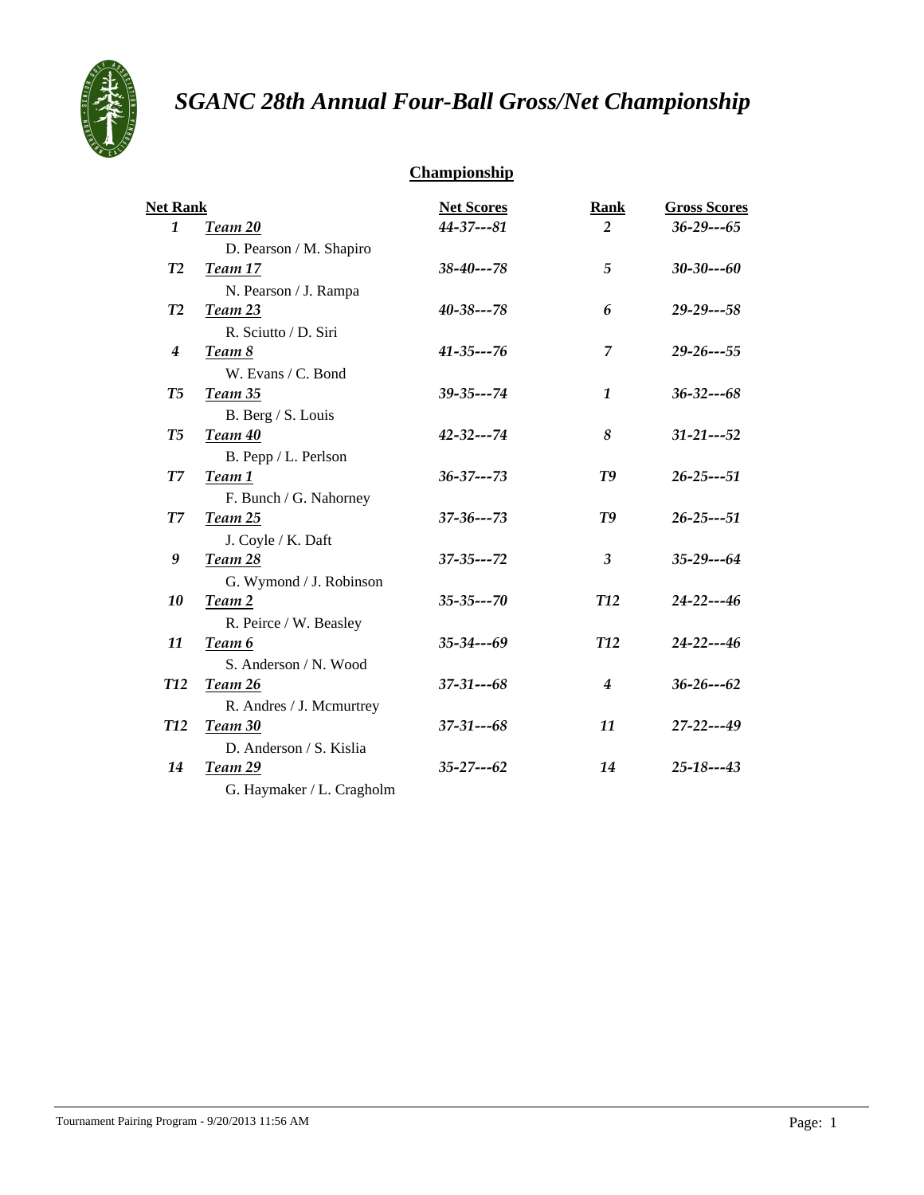# *SGANC 28th Annual Four-Ball Gross/Net Championship*

## Championship

| Net Rank | | Net Scores | Rank | Gross Scores |
|---|---|---|---|---|
| *1* | *Team 20*<br>D. Pearson / M. Shapiro | *44-37---81* | *2* | *36-29---65* |
| *T2* | *Team 17*<br>N. Pearson / J. Rampa | *38-40---78* | *5* | *30-30---60* |
| *T2* | *Team 23*<br>R. Sciutto / D. Siri | *40-38---78* | *6* | *29-29---58* |
| *4* | *Team 8*<br>W. Evans / C. Bond | *41-35---76* | *7* | *29-26---55* |
| *T5* | *Team 35*<br>B. Berg / S. Louis | *39-35---74* | *1* | *36-32---68* |
| *T5* | *Team 40*<br>B. Pepp / L. Perlson | *42-32---74* | *8* | *31-21---52* |
| *T7* | *Team 1*<br>F. Bunch / G. Nahorney | *36-37---73* | *T9* | *26-25---51* |
| *T7* | *Team 25*<br>J. Coyle / K. Daft | *37-36---73* | *T9* | *26-25---51* |
| *9* | *Team 28*<br>G. Wymond / J. Robinson | *37-35---72* | *3* | *35-29---64* |
| *10* | *Team 2*<br>R. Peirce / W. Beasley | *35-35---70* | *T12* | *24-22---46* |
| *11* | *Team 6*<br>S. Anderson / N. Wood | *35-34---69* | *T12* | *24-22---46* |
| *T12* | *Team 26*<br>R. Andres / J. Mcmurtrey | *37-31---68* | *4* | *36-26---62* |
| *T12* | *Team 30*<br>D. Anderson / S. Kislia | *37-31---68* | *11* | *27-22---49* |
| *14* | *Team 29*<br>G. Haymaker / L. Cragholm | *35-27---62* | *14* | *25-18---43* |

Tournament Pairing Program - 9/20/2013 11:56 AM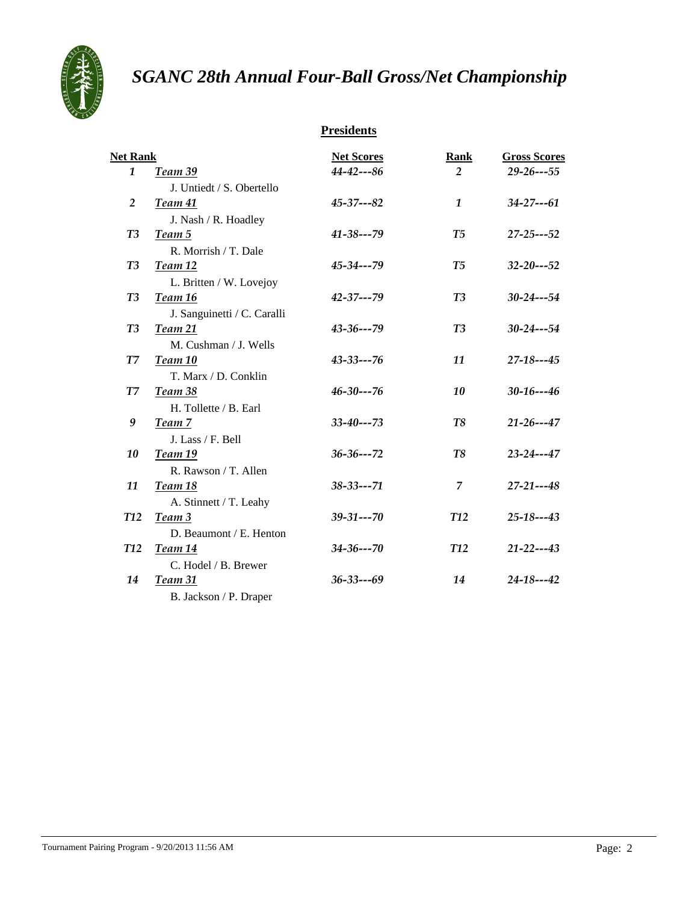# SGANC 28th Annual Four-Ball Gross/Net Championship

## Presidents

| Net Rank | Team | Net Scores | Rank | Gross Scores |
|---|---|---|---|---|
| *1* | ***Team 39*** J. Untiedt / S. Obertello | *44-42---86* | *2* | *29-26---55* |
| *2* | ***Team 41*** J. Nash / R. Hoadley | *45-37---82* | *1* | *34-27---61* |
| *T3* | ***Team 5*** R. Morrish / T. Dale | *41-38---79* | *T5* | *27-25---52* |
| *T3* | ***Team 12*** L. Britten / W. Lovejoy | *45-34---79* | *T5* | *32-20---52* |
| *T3* | ***Team 16*** J. Sanguinetti / C. Caralli | *42-37---79* | *T3* | *30-24---54* |
| *T3* | ***Team 21*** M. Cushman / J. Wells | *43-36---79* | *T3* | *30-24---54* |
| *T7* | ***Team 10*** T. Marx / D. Conklin | *43-33---76* | *11* | *27-18---45* |
| *T7* | ***Team 38*** H. Tollette / B. Earl | *46-30---76* | *10* | *30-16---46* |
| *9* | ***Team 7*** J. Lass / F. Bell | *33-40---73* | *T8* | *21-26---47* |
| *10* | ***Team 19*** R. Rawson / T. Allen | *36-36---72* | *T8* | *23-24---47* |
| *11* | ***Team 18*** A. Stinnett / T. Leahy | *38-33---71* | *7* | *27-21---48* |
| *T12* | ***Team 3*** D. Beaumont / E. Henton | *39-31---70* | *T12* | *25-18---43* |
| *T12* | ***Team 14*** C. Hodel / B. Brewer | *34-36---70* | *T12* | *21-22---43* |
| *14* | ***Team 31*** B. Jackson / P. Draper | *36-33---69* | *14* | *24-18---42* |

Tournament Pairing Program - 9/20/2013 11:56 AM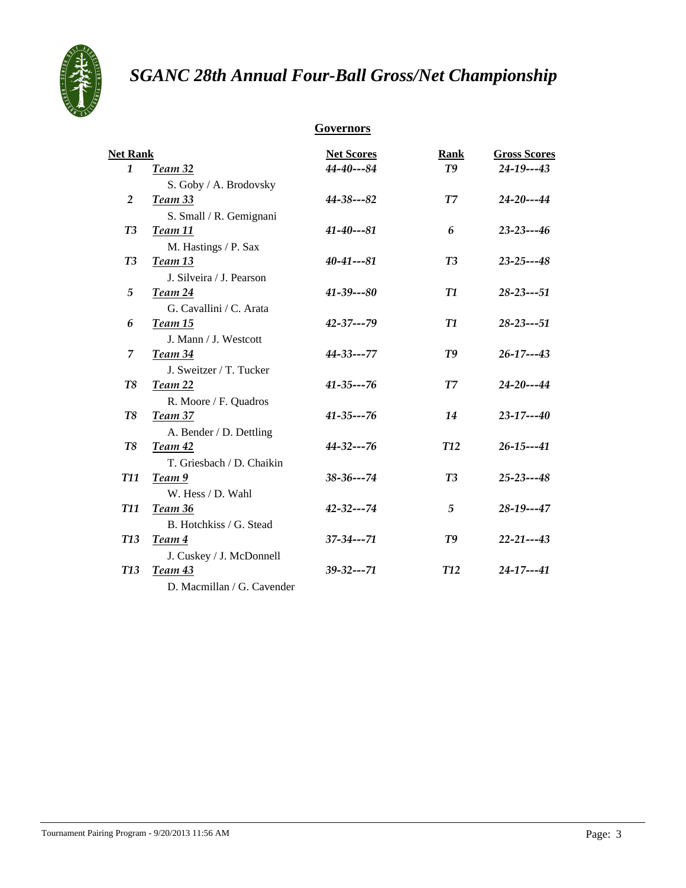# *SGANC 28th Annual Four-Ball Gross/Net Championship*

## Governors

| Net Rank | | Net Scores | Rank | Gross Scores |
|---|---|---|---|---|
| *1* | ***Team 32*** | *44-40---84* | *T9* | *24-19---43* |
| | S. Goby / A. Brodovsky | | | |
| *2* | ***Team 33*** | *44-38---82* | *T7* | *24-20---44* |
| | S. Small / R. Gemignani | | | |
| *T3* | ***Team 11*** | *41-40---81* | *6* | *23-23---46* |
| | M. Hastings / P. Sax | | | |
| *T3* | ***Team 13*** | *40-41---81* | *T3* | *23-25---48* |
| | J. Silveira / J. Pearson | | | |
| *5* | ***Team 24*** | *41-39---80* | *T1* | *28-23---51* |
| | G. Cavallini / C. Arata | | | |
| *6* | ***Team 15*** | *42-37---79* | *T1* | *28-23---51* |
| | J. Mann / J. Westcott | | | |
| *7* | ***Team 34*** | *44-33---77* | *T9* | *26-17---43* |
| | J. Sweitzer / T. Tucker | | | |
| *T8* | ***Team 22*** | *41-35---76* | *T7* | *24-20---44* |
| | R. Moore / F. Quadros | | | |
| *T8* | ***Team 37*** | *41-35---76* | *14* | *23-17---40* |
| | A. Bender / D. Dettling | | | |
| *T8* | ***Team 42*** | *44-32---76* | *T12* | *26-15---41* |
| | T. Griesbach / D. Chaikin | | | |
| *T11* | ***Team 9*** | *38-36---74* | *T3* | *25-23---48* |
| | W. Hess / D. Wahl | | | |
| *T11* | ***Team 36*** | *42-32---74* | *5* | *28-19---47* |
| | B. Hotchkiss / G. Stead | | | |
| *T13* | ***Team 4*** | *37-34---71* | *T9* | *22-21---43* |
| | J. Cuskey / J. McDonnell | | | |
| *T13* | ***Team 43*** | *39-32---71* | *T12* | *24-17---41* |
| | D. Macmillan / G. Cavender | | | |

Tournament Pairing Program - 9/20/2013 11:56 AM